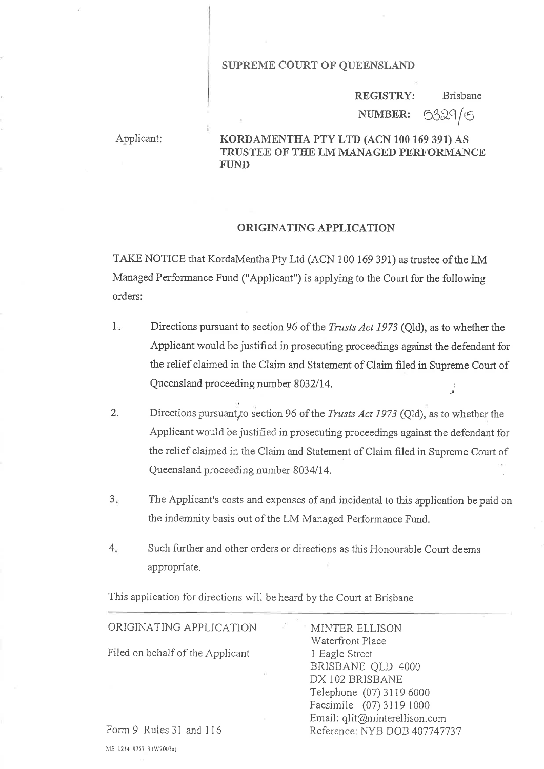# SUPREME COURT OF QUEENSLAND

**REGISTRY:** Brisbane

**NUMBER:** 5329/15

Applicant: **KORDAMENTHA PTY LTD (ACN 100 169 391) AS TRUSTEE OF THE LM MANAGED PERFORMANCE FUND**

## ORIGINATING APPLICATION

TAKE NOTICE that KordaMentha Pty Ltd (ACN 100 169 391) as trustee of the LM Managed Performance Fund ("Applicant") is applying to the Court for the following orders:

1. Directions pursuant to section 96 of the *Trusts Act 1973* (Qld), as to whether the Applicant would be justified in prosecuting proceedings against the defendant for the relief claimed in the Claim and Statement of Claim filed in Supreme Court of Queensland proceeding number 8032/14.

2. Directions pursuant to section 96 of the *Trusts Act 1973* (Qld), as to whether the Applicant would be justified in prosecuting proceedings against the defendant for the relief claimed in the Claim and Statement of Claim filed in Supreme Court of Queensland proceeding number 8034/14.

3. The Applicant's costs and expenses of and incidental to this application be paid on the indemnity basis out of the LM Managed Performance Fund.

4. Such further and other orders or directions as this Honourable Court deems appropriate.

This application for directions will be heard by the Court at Brisbane

---

ORIGINATING APPLICATION

Filed on behalf of the Applicant

Form 9 Rules 31 and 116

MINTER ELLISON
Waterfront Place
1 Eagle Street
BRISBANE QLD 4000
DX 102 BRISBANE
Telephone (07) 3119 6000
Facsimile (07) 3119 1000
Email: qlit@minterellison.com
Reference: NYB DOB 407747737

ME_121419757_3 (W2003x)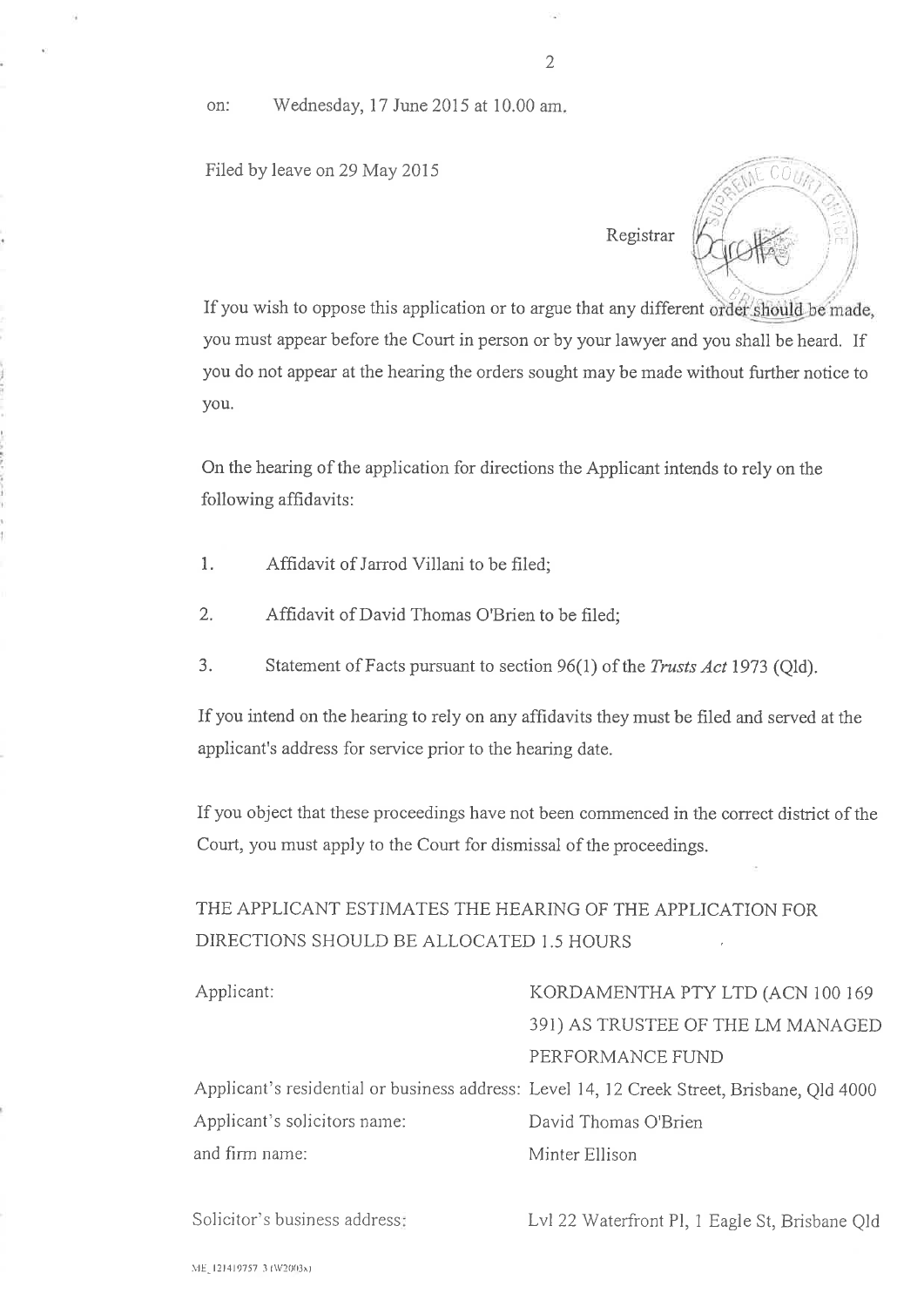on: Wednesday, 17 June 2015 at 10.00 am.

Filed by leave on 29 May 2015

Registrar

If you wish to oppose this application or to argue that any different order should be made, you must appear before the Court in person or by your lawyer and you shall be heard. If you do not appear at the hearing the orders sought may be made without further notice to you.

On the hearing of the application for directions the Applicant intends to rely on the following affidavits:

1. Affidavit of Jarrod Villani to be filed;

2. Affidavit of David Thomas O'Brien to be filed;

3. Statement of Facts pursuant to section 96(1) of the *Trusts Act* 1973 (Qld).

If you intend on the hearing to rely on any affidavits they must be filed and served at the applicant's address for service prior to the hearing date.

If you object that these proceedings have not been commenced in the correct district of the Court, you must apply to the Court for dismissal of the proceedings.

THE APPLICANT ESTIMATES THE HEARING OF THE APPLICATION FOR DIRECTIONS SHOULD BE ALLOCATED 1.5 HOURS

| | |
|---|---|
| Applicant: | KORDAMENTHA PTY LTD (ACN 100 169 391) AS TRUSTEE OF THE LM MANAGED PERFORMANCE FUND |
| Applicant's residential or business address: | Level 14, 12 Creek Street, Brisbane, Qld 4000 |
| Applicant's solicitors name: | David Thomas O'Brien |
| and firm name: | Minter Ellison |
| Solicitor's business address: | Lvl 22 Waterfront Pl, 1 Eagle St, Brisbane Qld |

ME_121419757_3 (W2003x)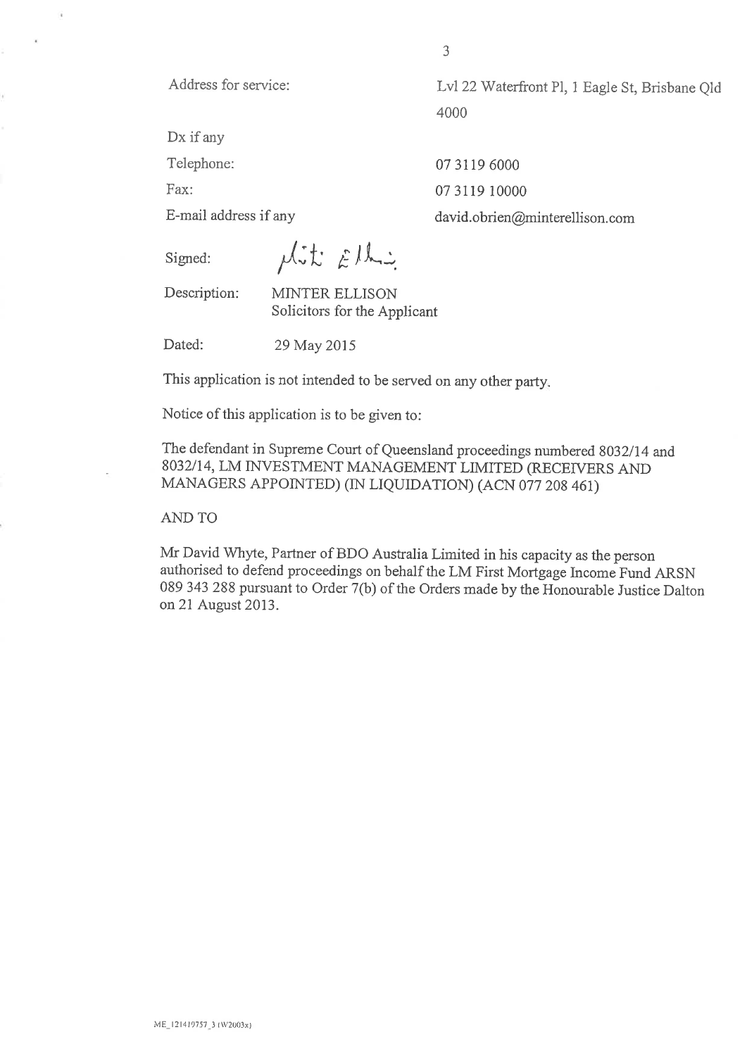| | |
|---|---|
| Address for service: | Lvl 22 Waterfront Pl, 1 Eagle St, Brisbane Qld 4000 |
| Dx if any | |
| Telephone: | 07 3119 6000 |
| Fax: | 07 3119 10000 |
| E-mail address if any | david.obrien@minterellison.com |

Signed: Minter Ellison

Description: MINTER ELLISON
Solicitors for the Applicant

Dated: 29 May 2015

This application is not intended to be served on any other party.

Notice of this application is to be given to:

The defendant in Supreme Court of Queensland proceedings numbered 8032/14 and 8032/14, LM INVESTMENT MANAGEMENT LIMITED (RECEIVERS AND MANAGERS APPOINTED) (IN LIQUIDATION) (ACN 077 208 461)

AND TO

Mr David Whyte, Partner of BDO Australia Limited in his capacity as the person authorised to defend proceedings on behalf the LM First Mortgage Income Fund ARSN 089 343 288 pursuant to Order 7(b) of the Orders made by the Honourable Justice Dalton on 21 August 2013.

ME_121419757_3 (W2003x)